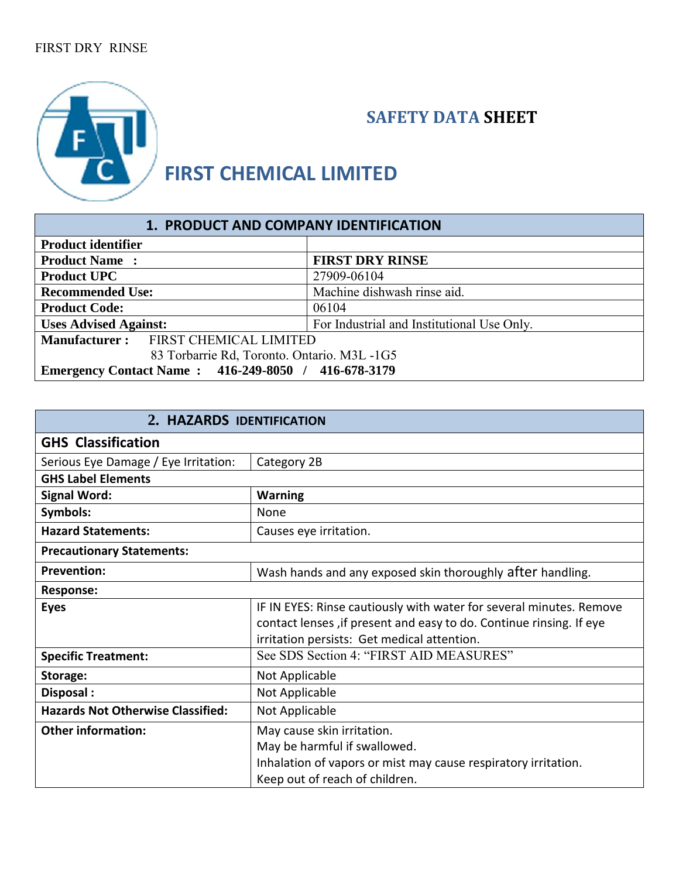FIRST DRY RINSE

# SAFETY DATA SHEET

# FIRST CHEMICAL LIMITED

| 1. PRODUCT AND COMPANY IDENTIFICATION | |
|---|---|
| **Product identifier** | |
| **Product Name :** | **FIRST DRY RINSE** |
| **Product UPC** | 27909-06104 |
| **Recommended Use:** | Machine dishwash rinse aid. |
| **Product Code:** | 06104 |
| **Uses Advised Against:** | For Industrial and Institutional Use Only. |
| **Manufacturer :** FIRST CHEMICAL LIMITED<br>83 Torbarrie Rd, Toronto. Ontario. M3L -1G5<br>**Emergency Contact Name : 416-249-8050 / 416-678-3179** | |

| 2. HAZARDS IDENTIFICATION | |
|---|---|
| **GHS Classification** | |
| Serious Eye Damage / Eye Irritation: | Category 2B |
| **GHS Label Elements** | |
| **Signal Word:** | **Warning** |
| **Symbols:** | None |
| **Hazard Statements:** | Causes eye irritation. |
| **Precautionary Statements:** | |
| **Prevention:** | Wash hands and any exposed skin thoroughly after handling. |
| **Response:** | |
| **Eyes** | IF IN EYES: Rinse cautiously with water for several minutes. Remove contact lenses ,if present and easy to do. Continue rinsing. If eye irritation persists: Get medical attention. |
| **Specific Treatment:** | See SDS Section 4: "FIRST AID MEASURES" |
| **Storage:** | Not Applicable |
| **Disposal :** | Not Applicable |
| **Hazards Not Otherwise Classified:** | Not Applicable |
| **Other information:** | May cause skin irritation.<br>May be harmful if swallowed.<br>Inhalation of vapors or mist may cause respiratory irritation.<br>Keep out of reach of children. |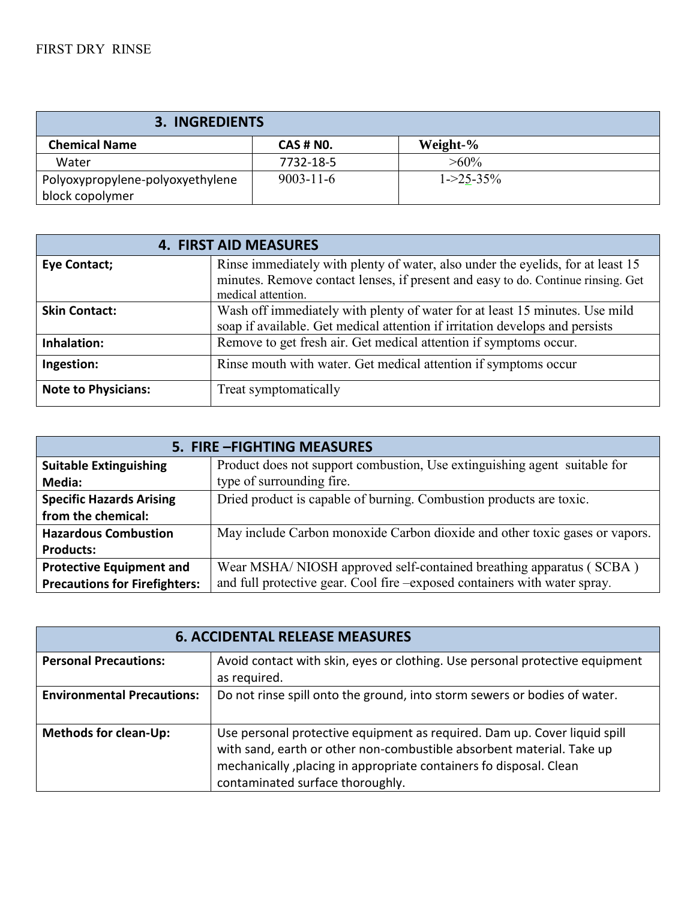FIRST DRY RINSE

| 3. INGREDIENTS | | |
|---|---|---|
| **Chemical Name** | **CAS # N0.** | **Weight-%** |
| Water | 7732-18-5 | >60% |
| Polyoxypropylene-polyoxyethylene block copolymer | 9003-11-6 | 1->25-35% |

| 4. FIRST AID MEASURES | |
|---|---|
| **Eye Contact;** | Rinse immediately with plenty of water, also under the eyelids, for at least 15 minutes. Remove contact lenses, if present and easy to do. Continue rinsing. Get medical attention. |
| **Skin Contact:** | Wash off immediately with plenty of water for at least 15 minutes. Use mild soap if available. Get medical attention if irritation develops and persists |
| **Inhalation:** | Remove to get fresh air. Get medical attention if symptoms occur. |
| **Ingestion:** | Rinse mouth with water. Get medical attention if symptoms occur |
| **Note to Physicians:** | Treat symptomatically |

| 5. FIRE –FIGHTING MEASURES | |
|---|---|
| **Suitable Extinguishing Media:** | Product does not support combustion, Use extinguishing agent suitable for type of surrounding fire. |
| **Specific Hazards Arising from the chemical:** | Dried product is capable of burning. Combustion products are toxic. |
| **Hazardous Combustion Products:** | May include Carbon monoxide Carbon dioxide and other toxic gases or vapors. |
| **Protective Equipment and Precautions for Firefighters:** | Wear MSHA/ NIOSH approved self-contained breathing apparatus ( SCBA ) and full protective gear. Cool fire –exposed containers with water spray. |

| 6. ACCIDENTAL RELEASE MEASURES | |
|---|---|
| **Personal Precautions:** | Avoid contact with skin, eyes or clothing. Use personal protective equipment as required. |
| **Environmental Precautions:** | Do not rinse spill onto the ground, into storm sewers or bodies of water. |
| **Methods for clean-Up:** | Use personal protective equipment as required. Dam up. Cover liquid spill with sand, earth or other non-combustible absorbent material. Take up mechanically ,placing in appropriate containers fo disposal. Clean contaminated surface thoroughly. |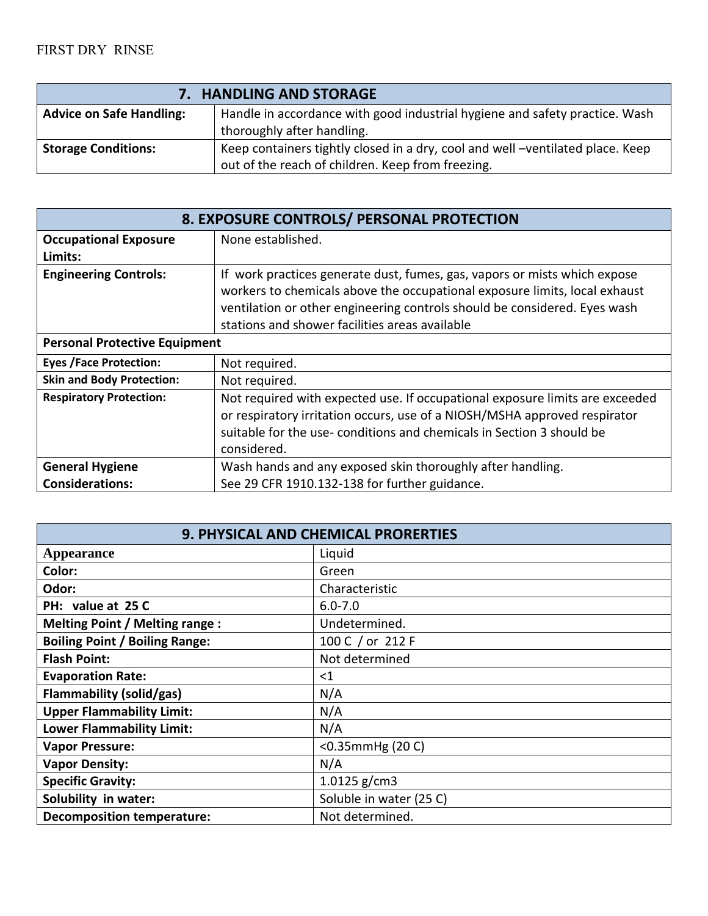| 7. HANDLING AND STORAGE | |
|---|---|
| **Advice on Safe Handling:** | Handle in accordance with good industrial hygiene and safety practice. Wash thoroughly after handling. |
| **Storage Conditions:** | Keep containers tightly closed in a dry, cool and well –ventilated place. Keep out of the reach of children. Keep from freezing. |

| 8. EXPOSURE CONTROLS/ PERSONAL PROTECTION | |
|---|---|
| **Occupational Exposure Limits:** | None established. |
| **Engineering Controls:** | If work practices generate dust, fumes, gas, vapors or mists which expose workers to chemicals above the occupational exposure limits, local exhaust ventilation or other engineering controls should be considered. Eyes wash stations and shower facilities areas available |
| **Personal Protective Equipment** | |
| **Eyes /Face Protection:** | Not required. |
| **Skin and Body Protection:** | Not required. |
| **Respiratory Protection:** | Not required with expected use. If occupational exposure limits are exceeded or respiratory irritation occurs, use of a NIOSH/MSHA approved respirator suitable for the use- conditions and chemicals in Section 3 should be considered. |
| **General Hygiene Considerations:** | Wash hands and any exposed skin thoroughly after handling. See 29 CFR 1910.132-138 for further guidance. |

| 9. PHYSICAL AND CHEMICAL PRORERTIES | |
|---|---|
| **Appearance** | Liquid |
| **Color:** | Green |
| **Odor:** | Characteristic |
| **PH: value at 25 C** | 6.0-7.0 |
| **Melting Point / Melting range :** | Undetermined. |
| **Boiling Point / Boiling Range:** | 100 C / or 212 F |
| **Flash Point:** | Not determined |
| **Evaporation Rate:** | <1 |
| **Flammability (solid/gas)** | N/A |
| **Upper Flammability Limit:** | N/A |
| **Lower Flammability Limit:** | N/A |
| **Vapor Pressure:** | <0.35mmHg (20 C) |
| **Vapor Density:** | N/A |
| **Specific Gravity:** | 1.0125 g/cm3 |
| **Solubility in water:** | Soluble in water (25 C) |
| **Decomposition temperature:** | Not determined. |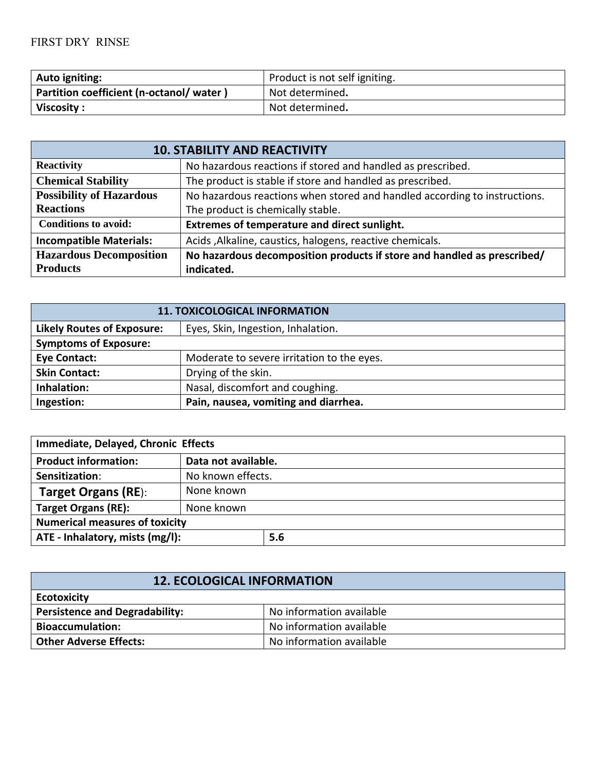| Auto igniting: | Product is not self igniting. |
| --- | --- |
| Partition coefficient (n-octanol/ water ) | Not determined. |
| Viscosity : | Not determined. |

## 10. STABILITY AND REACTIVITY

| 10. STABILITY AND REACTIVITY | |
| --- | --- |
| Reactivity | No hazardous reactions if stored and handled as prescribed. |
| Chemical Stability | The product is stable if store and handled as prescribed. |
| Possibility of Hazardous Reactions | No hazardous reactions when stored and handled according to instructions. The product is chemically stable. |
| Conditions to avoid: | **Extremes of temperature and direct sunlight.** |
| Incompatible Materials: | Acids ,Alkaline, caustics, halogens, reactive chemicals. |
| Hazardous Decomposition Products | **No hazardous decomposition products if store and handled as prescribed/ indicated.** |

## 11. TOXICOLOGICAL INFORMATION

| 11. TOXICOLOGICAL INFORMATION | |
| --- | --- |
| Likely Routes of Exposure: | Eyes, Skin, Ingestion, Inhalation. |
| **Symptoms of Exposure:** | |
| Eye Contact: | Moderate to severe irritation to the eyes. |
| Skin Contact: | Drying of the skin. |
| Inhalation: | Nasal, discomfort and coughing. |
| Ingestion: | **Pain, nausea, vomiting and diarrhea.** |

| Immediate, Delayed, Chronic Effects | | |
| --- | --- | --- |
| Product information: | **Data not available.** | |
| Sensitization: | No known effects. | |
| Target Organs (RE): | None known | |
| Target Organs (RE): | None known | |
| **Numerical measures of toxicity** | | |
| ATE - Inhalatory, mists (mg/l): | | 5.6 |

## 12. ECOLOGICAL INFORMATION

| 12. ECOLOGICAL INFORMATION | |
| --- | --- |
| **Ecotoxicity** | |
| Persistence and Degradability: | No information available |
| Bioaccumulation: | No information available |
| Other Adverse Effects: | No information available |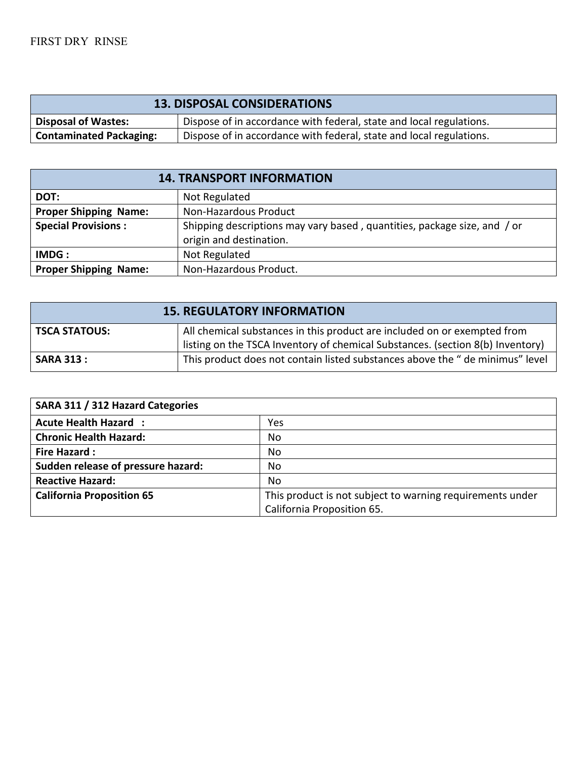| 13. DISPOSAL CONSIDERATIONS | |
|---|---|
| **Disposal of Wastes:** | Dispose of in accordance with federal, state and local regulations. |
| **Contaminated Packaging:** | Dispose of in accordance with federal, state and local regulations. |

| 14. TRANSPORT INFORMATION | |
|---|---|
| **DOT:** | Not Regulated |
| **Proper Shipping Name:** | Non-Hazardous Product |
| **Special Provisions :** | Shipping descriptions may vary based , quantities, package size, and / or origin and destination. |
| **IMDG :** | Not Regulated |
| **Proper Shipping Name:** | Non-Hazardous Product. |

| 15. REGULATORY INFORMATION | |
|---|---|
| **TSCA STATOUS:** | All chemical substances in this product are included on or exempted from listing on the TSCA Inventory of chemical Substances. (section 8(b) Inventory) |
| **SARA 313 :** | This product does not contain listed substances above the " de minimus" level |

| SARA 311 / 312 Hazard Categories | |
|---|---|
| **Acute Health Hazard :** | Yes |
| **Chronic Health Hazard:** | No |
| **Fire Hazard :** | No |
| **Sudden release of pressure hazard:** | No |
| **Reactive Hazard:** | No |
| **California Proposition 65** | This product is not subject to warning requirements under California Proposition 65. |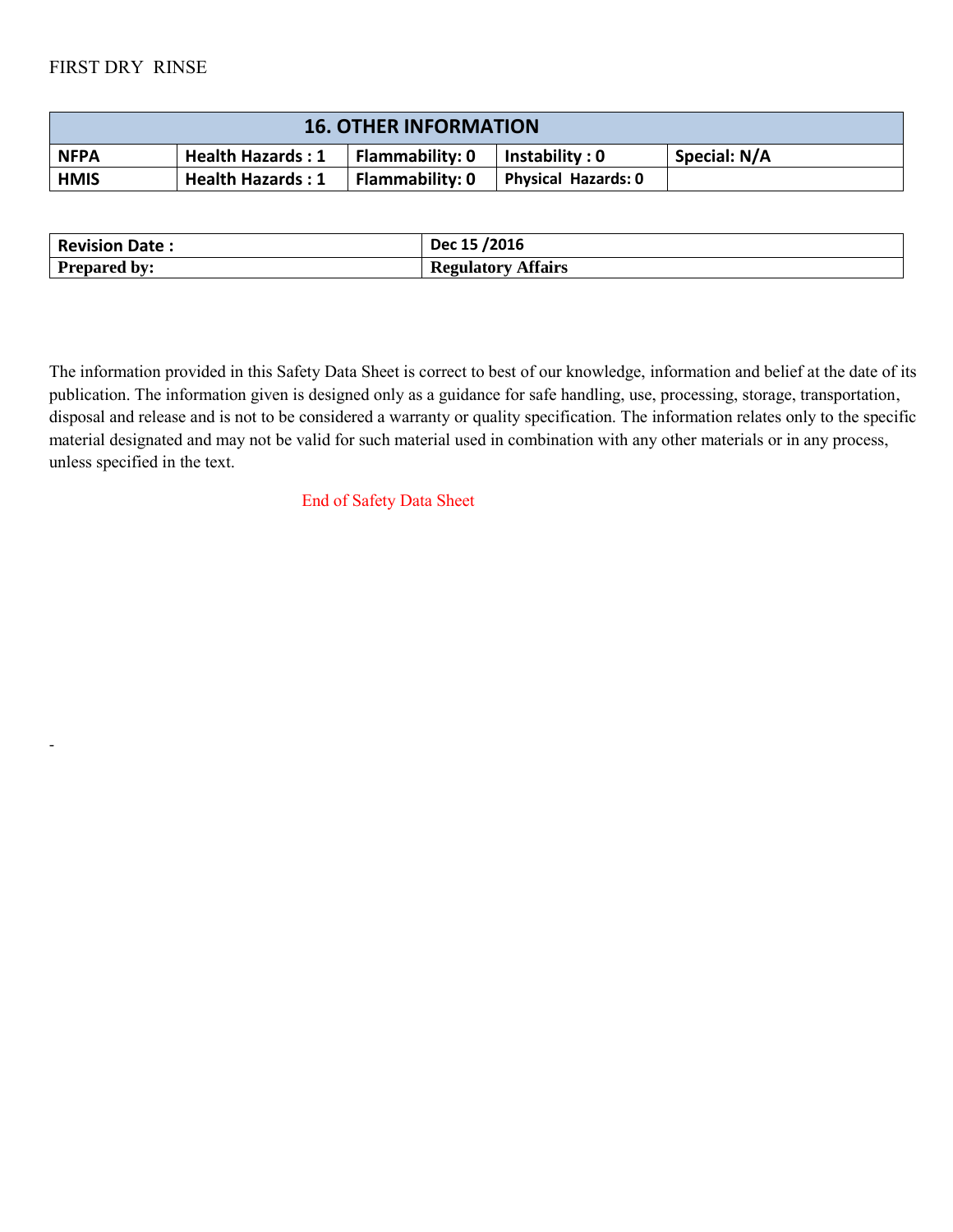FIRST DRY RINSE

| 16. OTHER INFORMATION | | | | |
|---|---|---|---|---|
| **NFPA** | **Health Hazards : 1** | **Flammability: 0** | **Instability : 0** | **Special: N/A** |
| **HMIS** | **Health Hazards : 1** | **Flammability: 0** | **Physical Hazards: 0** | |

| | |
|---|---|
| **Revision Date :** | **Dec 15 /2016** |
| **Prepared by:** | **Regulatory Affairs** |

The information provided in this Safety Data Sheet is correct to best of our knowledge, information and belief at the date of its publication. The information given is designed only as a guidance for safe handling, use, processing, storage, transportation, disposal and release and is not to be considered a warranty or quality specification. The information relates only to the specific material designated and may not be valid for such material used in combination with any other materials or in any process, unless specified in the text.

End of Safety Data Sheet

-